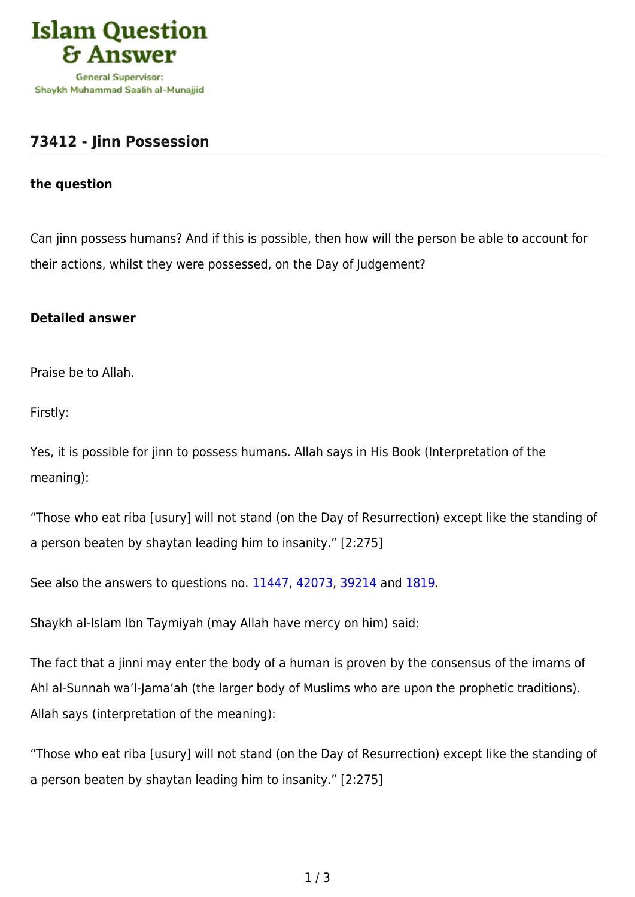Islam Question & Answer

General Supervisor: Shaykh Muhammad Saalih al-Munajjid

## 73412 - Jinn Possession

**the question**

Can jinn possess humans? And if this is possible, then how will the person be able to account for their actions, whilst they were possessed, on the Day of Judgement?

**Detailed answer**

Praise be to Allah.

Firstly:

Yes, it is possible for jinn to possess humans. Allah says in His Book (Interpretation of the meaning):

"Those who eat riba [usury] will not stand (on the Day of Resurrection) except like the standing of a person beaten by shaytan leading him to insanity." [2:275]

See also the answers to questions no. 11447, 42073, 39214 and 1819.

Shaykh al-Islam Ibn Taymiyah (may Allah have mercy on him) said:

The fact that a jinni may enter the body of a human is proven by the consensus of the imams of Ahl al-Sunnah wa'l-Jama'ah (the larger body of Muslims who are upon the prophetic traditions). Allah says (interpretation of the meaning):

"Those who eat riba [usury] will not stand (on the Day of Resurrection) except like the standing of a person beaten by shaytan leading him to insanity." [2:275]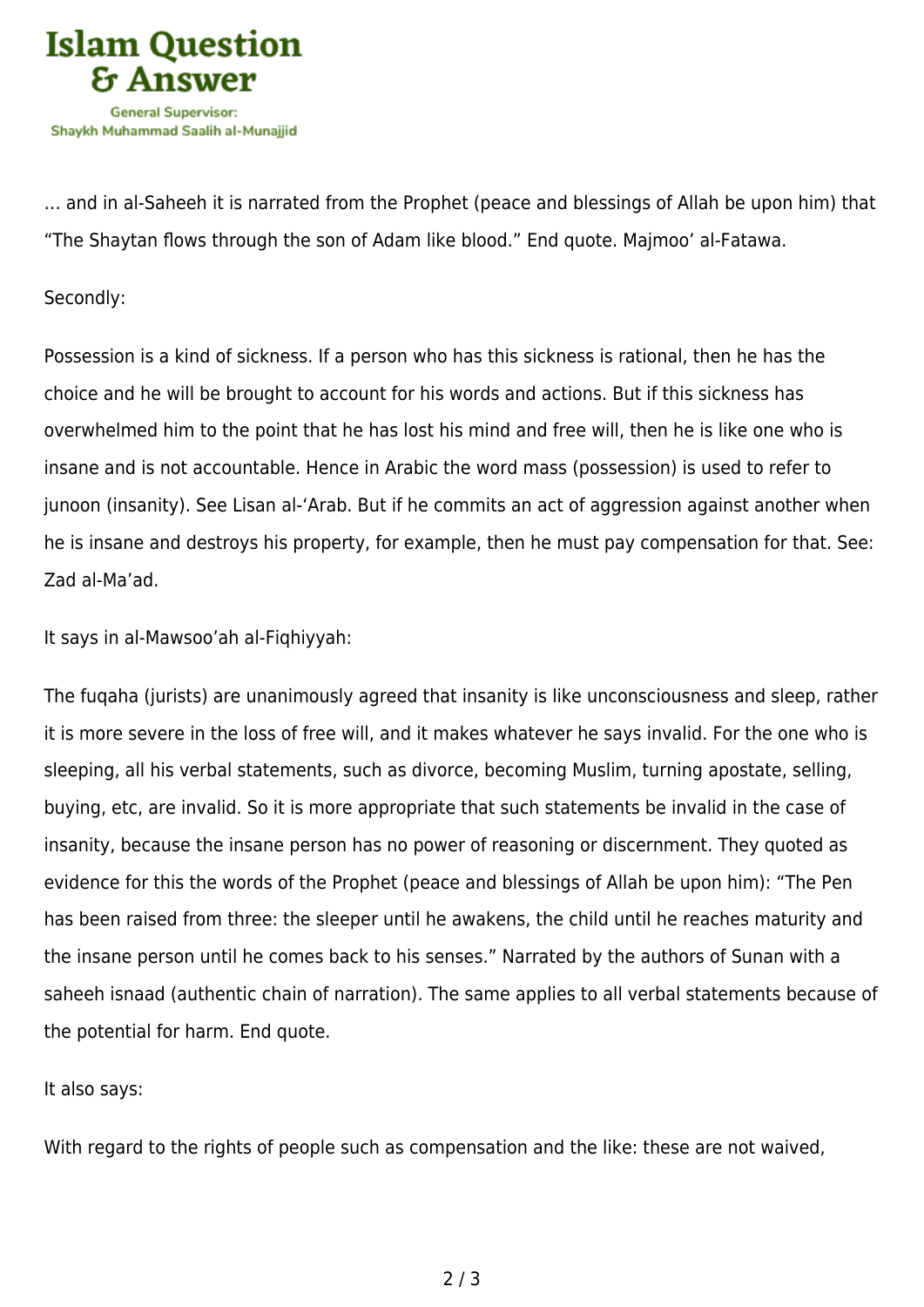… and in al-Saheeh it is narrated from the Prophet (peace and blessings of Allah be upon him) that "The Shaytan flows through the son of Adam like blood." End quote. Majmoo' al-Fatawa.

Secondly:

Possession is a kind of sickness. If a person who has this sickness is rational, then he has the choice and he will be brought to account for his words and actions. But if this sickness has overwhelmed him to the point that he has lost his mind and free will, then he is like one who is insane and is not accountable. Hence in Arabic the word mass (possession) is used to refer to junoon (insanity). See Lisan al-'Arab. But if he commits an act of aggression against another when he is insane and destroys his property, for example, then he must pay compensation for that. See: Zad al-Ma'ad.

It says in al-Mawsoo'ah al-Fiqhiyyah:

The fuqaha (jurists) are unanimously agreed that insanity is like unconsciousness and sleep, rather it is more severe in the loss of free will, and it makes whatever he says invalid. For the one who is sleeping, all his verbal statements, such as divorce, becoming Muslim, turning apostate, selling, buying, etc, are invalid. So it is more appropriate that such statements be invalid in the case of insanity, because the insane person has no power of reasoning or discernment. They quoted as evidence for this the words of the Prophet (peace and blessings of Allah be upon him): "The Pen has been raised from three: the sleeper until he awakens, the child until he reaches maturity and the insane person until he comes back to his senses." Narrated by the authors of Sunan with a saheeh isnaad (authentic chain of narration). The same applies to all verbal statements because of the potential for harm. End quote.

It also says:

With regard to the rights of people such as compensation and the like: these are not waived,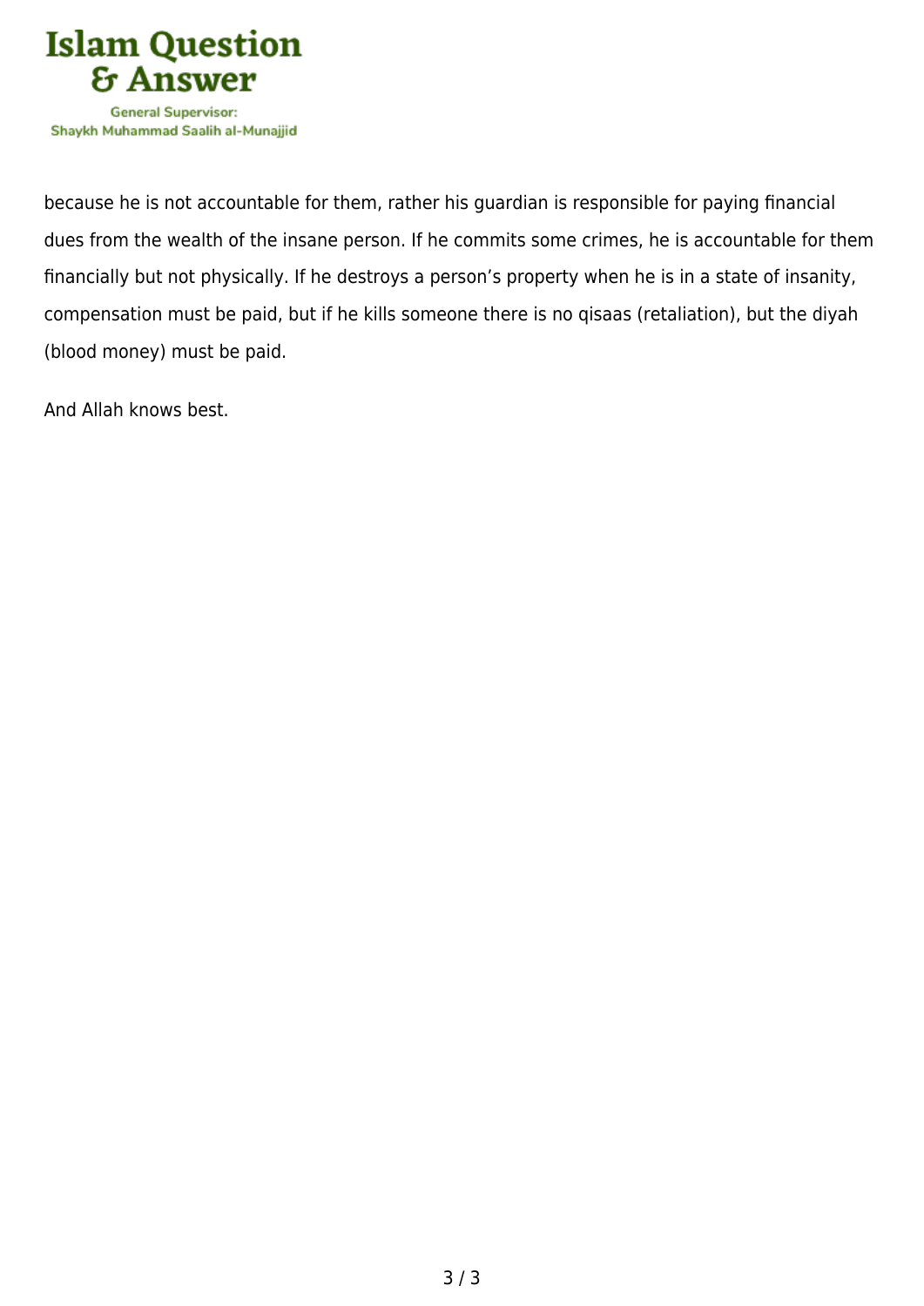because he is not accountable for them, rather his guardian is responsible for paying financial dues from the wealth of the insane person. If he commits some crimes, he is accountable for them financially but not physically. If he destroys a person's property when he is in a state of insanity, compensation must be paid, but if he kills someone there is no qisaas (retaliation), but the diyah (blood money) must be paid.

And Allah knows best.